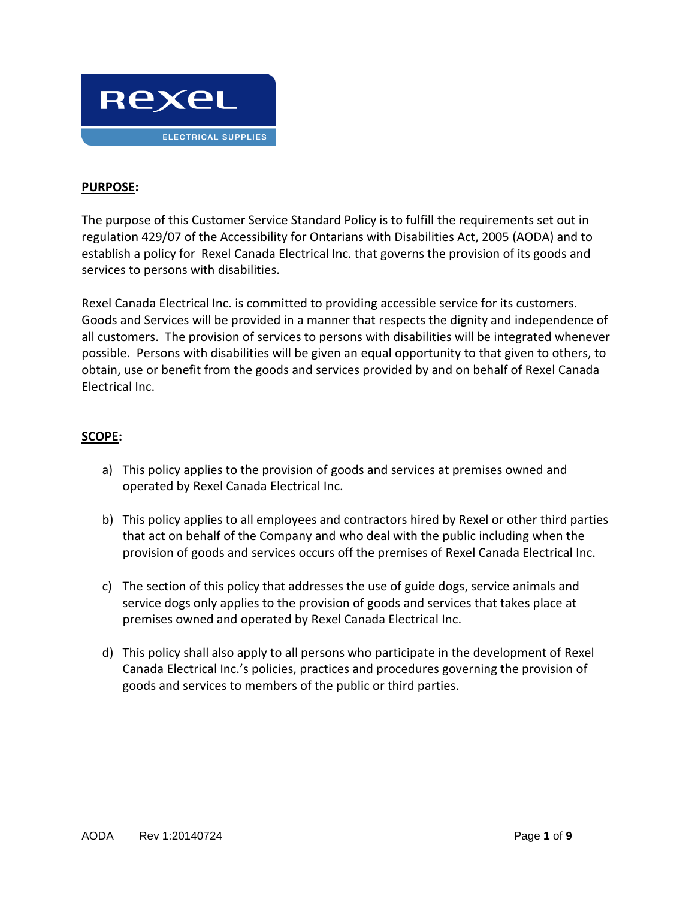**PURPOSE:**

The purpose of this Customer Service Standard Policy is to fulfill the requirements set out in regulation 429/07 of the Accessibility for Ontarians with Disabilities Act, 2005 (AODA) and to establish a policy for Rexel Canada Electrical Inc. that governs the provision of its goods and services to persons with disabilities.

Rexel Canada Electrical Inc. is committed to providing accessible service for its customers. Goods and Services will be provided in a manner that respects the dignity and independence of all customers. The provision of services to persons with disabilities will be integrated whenever possible. Persons with disabilities will be given an equal opportunity to that given to others, to obtain, use or benefit from the goods and services provided by and on behalf of Rexel Canada Electrical Inc.

**SCOPE:**

a) This policy applies to the provision of goods and services at premises owned and operated by Rexel Canada Electrical Inc.

b) This policy applies to all employees and contractors hired by Rexel or other third parties that act on behalf of the Company and who deal with the public including when the provision of goods and services occurs off the premises of Rexel Canada Electrical Inc.

c) The section of this policy that addresses the use of guide dogs, service animals and service dogs only applies to the provision of goods and services that takes place at premises owned and operated by Rexel Canada Electrical Inc.

d) This policy shall also apply to all persons who participate in the development of Rexel Canada Electrical Inc.'s policies, practices and procedures governing the provision of goods and services to members of the public or third parties.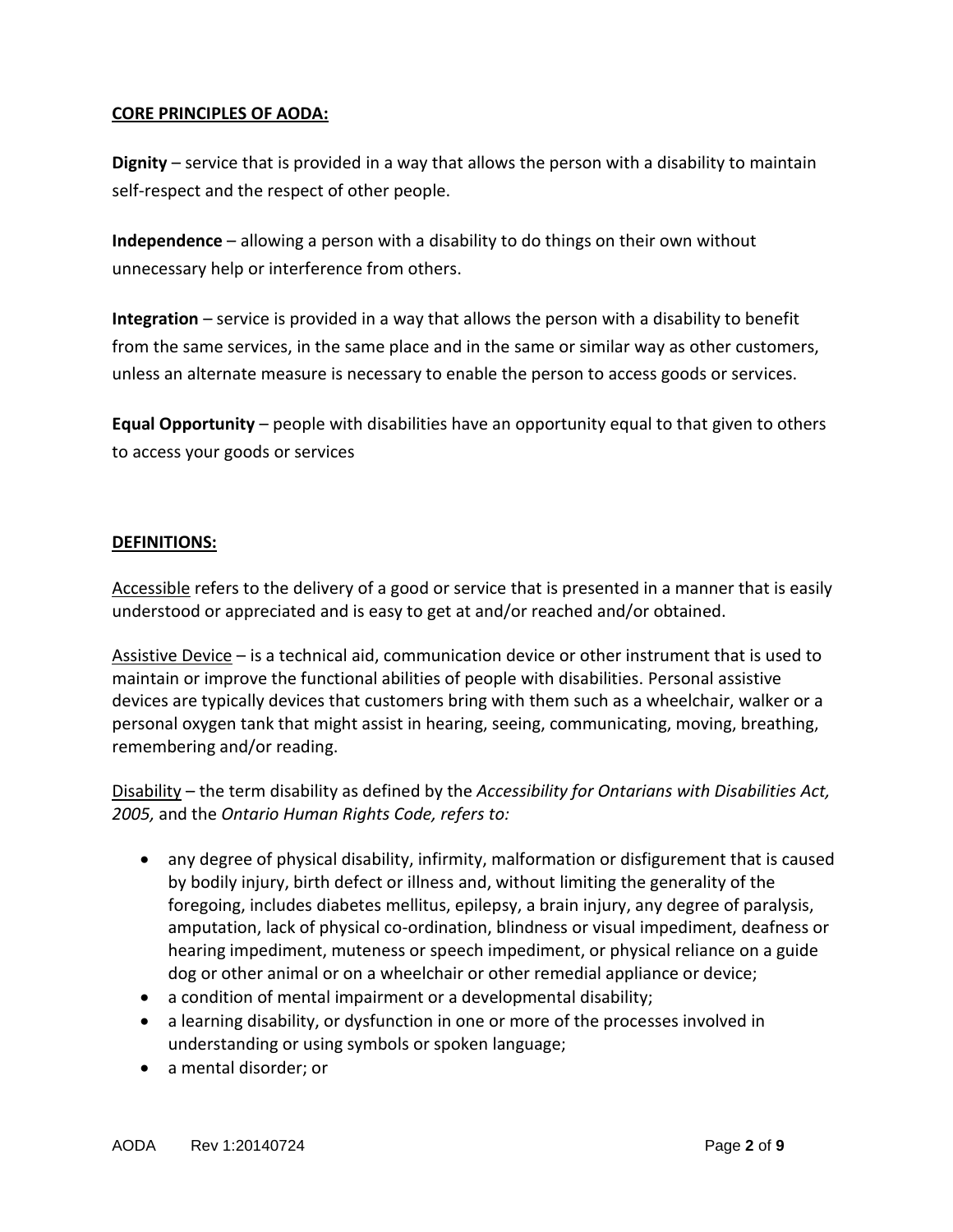## CORE PRINCIPLES OF AODA:

**Dignity** – service that is provided in a way that allows the person with a disability to maintain self-respect and the respect of other people.

**Independence** – allowing a person with a disability to do things on their own without unnecessary help or interference from others.

**Integration** – service is provided in a way that allows the person with a disability to benefit from the same services, in the same place and in the same or similar way as other customers, unless an alternate measure is necessary to enable the person to access goods or services.

**Equal Opportunity** – people with disabilities have an opportunity equal to that given to others to access your goods or services

## DEFINITIONS:

Accessible refers to the delivery of a good or service that is presented in a manner that is easily understood or appreciated and is easy to get at and/or reached and/or obtained.

Assistive Device – is a technical aid, communication device or other instrument that is used to maintain or improve the functional abilities of people with disabilities. Personal assistive devices are typically devices that customers bring with them such as a wheelchair, walker or a personal oxygen tank that might assist in hearing, seeing, communicating, moving, breathing, remembering and/or reading.

Disability – the term disability as defined by the *Accessibility for Ontarians with Disabilities Act, 2005,* and the *Ontario Human Rights Code, refers to:*

- any degree of physical disability, infirmity, malformation or disfigurement that is caused by bodily injury, birth defect or illness and, without limiting the generality of the foregoing, includes diabetes mellitus, epilepsy, a brain injury, any degree of paralysis, amputation, lack of physical co-ordination, blindness or visual impediment, deafness or hearing impediment, muteness or speech impediment, or physical reliance on a guide dog or other animal or on a wheelchair or other remedial appliance or device;
- a condition of mental impairment or a developmental disability;
- a learning disability, or dysfunction in one or more of the processes involved in understanding or using symbols or spoken language;
- a mental disorder; or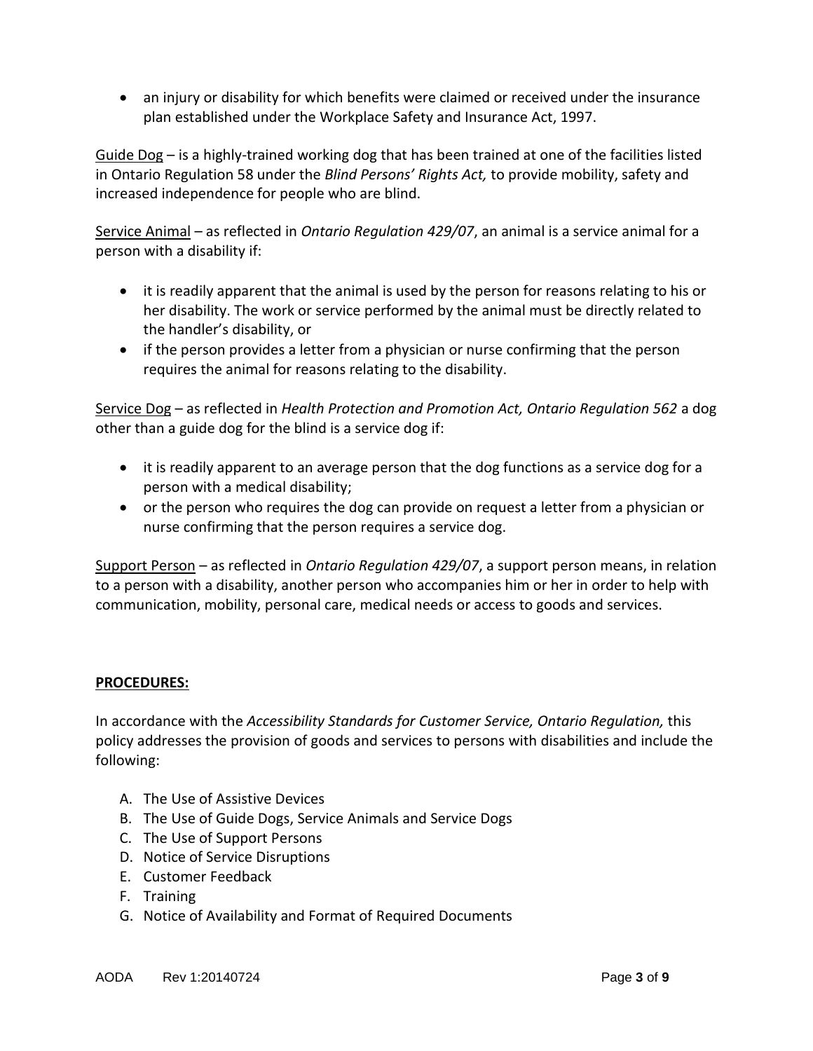- an injury or disability for which benefits were claimed or received under the insurance plan established under the Workplace Safety and Insurance Act, 1997.

<u>Guide Dog</u> – is a highly-trained working dog that has been trained at one of the facilities listed in Ontario Regulation 58 under the *Blind Persons' Rights Act,* to provide mobility, safety and increased independence for people who are blind.

<u>Service Animal</u> – as reflected in *Ontario Regulation 429/07*, an animal is a service animal for a person with a disability if:

- it is readily apparent that the animal is used by the person for reasons relating to his or her disability. The work or service performed by the animal must be directly related to the handler's disability, or
- if the person provides a letter from a physician or nurse confirming that the person requires the animal for reasons relating to the disability.

<u>Service Dog</u> – as reflected in *Health Protection and Promotion Act, Ontario Regulation 562* a dog other than a guide dog for the blind is a service dog if:

- it is readily apparent to an average person that the dog functions as a service dog for a person with a medical disability;
- or the person who requires the dog can provide on request a letter from a physician or nurse confirming that the person requires a service dog.

<u>Support Person</u> – as reflected in *Ontario Regulation 429/07*, a support person means, in relation to a person with a disability, another person who accompanies him or her in order to help with communication, mobility, personal care, medical needs or access to goods and services.

## <u>PROCEDURES:</u>

In accordance with the *Accessibility Standards for Customer Service, Ontario Regulation,* this policy addresses the provision of goods and services to persons with disabilities and include the following:

A. The Use of Assistive Devices
B. The Use of Guide Dogs, Service Animals and Service Dogs
C. The Use of Support Persons
D. Notice of Service Disruptions
E. Customer Feedback
F. Training
G. Notice of Availability and Format of Required Documents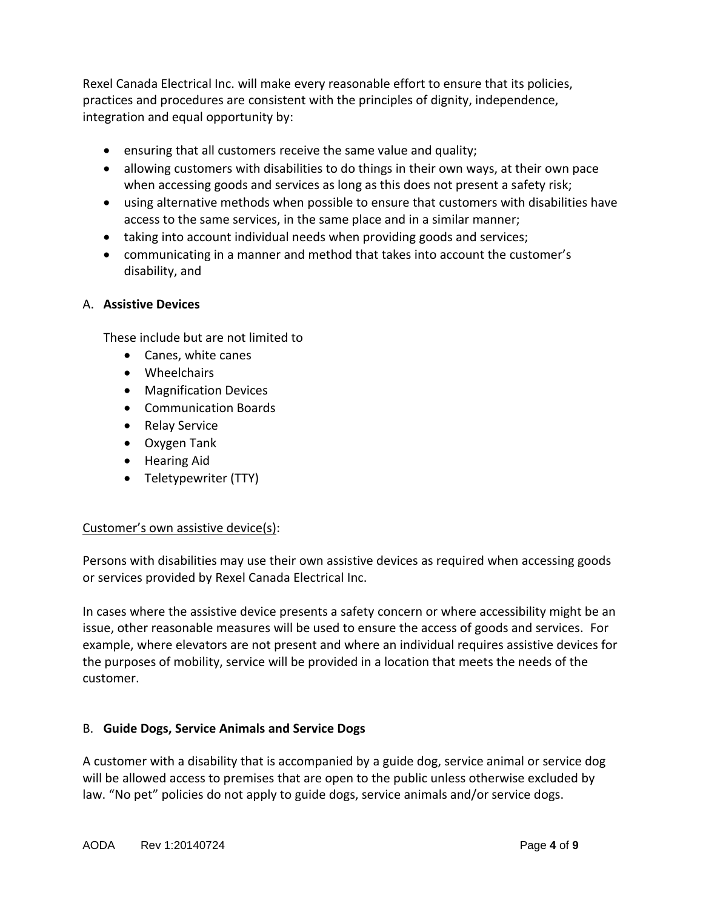Rexel Canada Electrical Inc. will make every reasonable effort to ensure that its policies, practices and procedures are consistent with the principles of dignity, independence, integration and equal opportunity by:

- ensuring that all customers receive the same value and quality;
- allowing customers with disabilities to do things in their own ways, at their own pace when accessing goods and services as long as this does not present a safety risk;
- using alternative methods when possible to ensure that customers with disabilities have access to the same services, in the same place and in a similar manner;
- taking into account individual needs when providing goods and services;
- communicating in a manner and method that takes into account the customer's disability, and

A. **Assistive Devices**

These include but are not limited to

- Canes, white canes
- Wheelchairs
- Magnification Devices
- Communication Boards
- Relay Service
- Oxygen Tank
- Hearing Aid
- Teletypewriter (TTY)

<u>Customer's own assistive device(s)</u>:

Persons with disabilities may use their own assistive devices as required when accessing goods or services provided by Rexel Canada Electrical Inc.

In cases where the assistive device presents a safety concern or where accessibility might be an issue, other reasonable measures will be used to ensure the access of goods and services. For example, where elevators are not present and where an individual requires assistive devices for the purposes of mobility, service will be provided in a location that meets the needs of the customer.

B. **Guide Dogs, Service Animals and Service Dogs**

A customer with a disability that is accompanied by a guide dog, service animal or service dog will be allowed access to premises that are open to the public unless otherwise excluded by law. "No pet" policies do not apply to guide dogs, service animals and/or service dogs.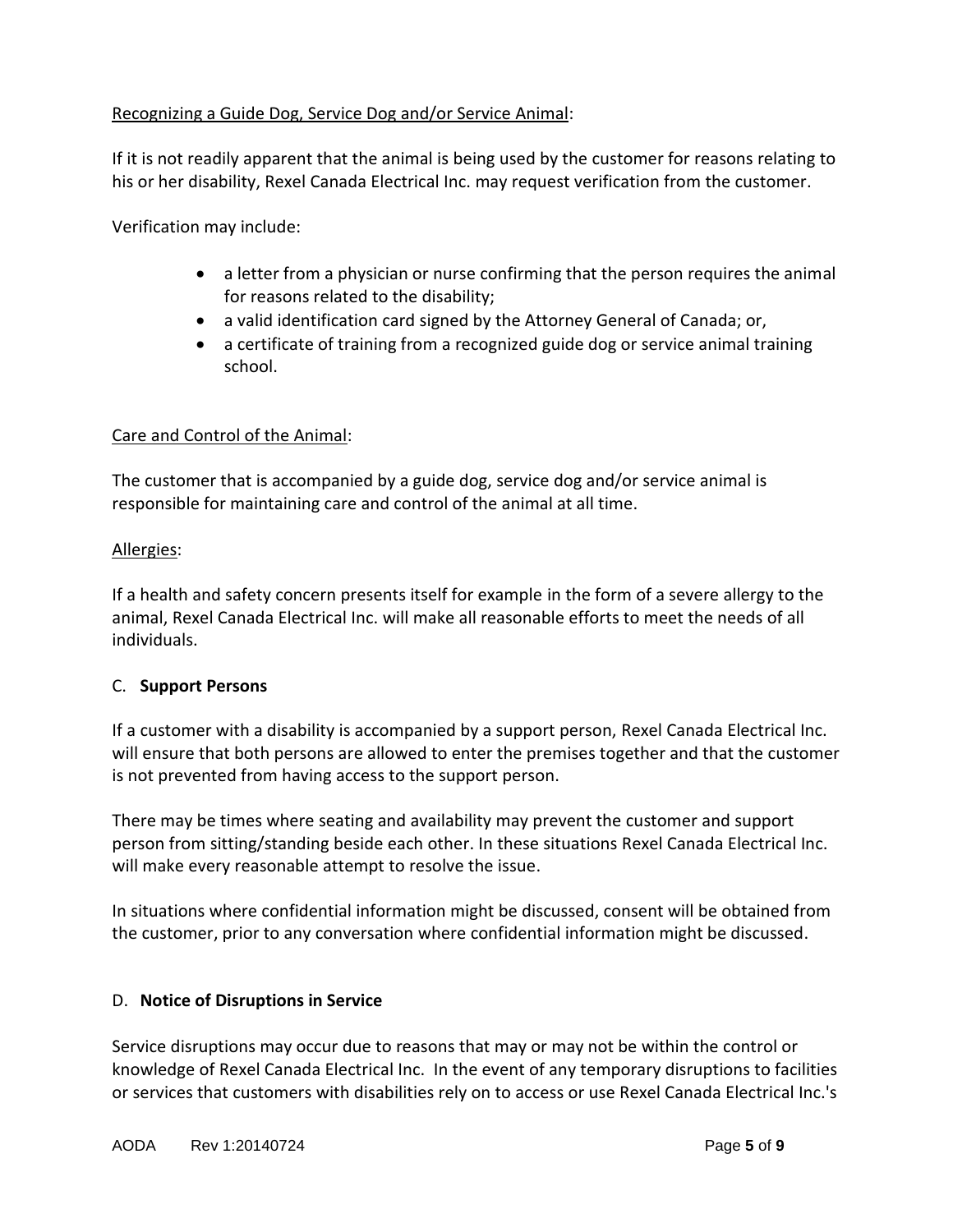Recognizing a Guide Dog, Service Dog and/or Service Animal:

If it is not readily apparent that the animal is being used by the customer for reasons relating to his or her disability, Rexel Canada Electrical Inc. may request verification from the customer.

Verification may include:

- a letter from a physician or nurse confirming that the person requires the animal for reasons related to the disability;
- a valid identification card signed by the Attorney General of Canada; or,
- a certificate of training from a recognized guide dog or service animal training school.

Care and Control of the Animal:

The customer that is accompanied by a guide dog, service dog and/or service animal is responsible for maintaining care and control of the animal at all time.

Allergies:

If a health and safety concern presents itself for example in the form of a severe allergy to the animal, Rexel Canada Electrical Inc. will make all reasonable efforts to meet the needs of all individuals.

### C. **Support Persons**

If a customer with a disability is accompanied by a support person, Rexel Canada Electrical Inc. will ensure that both persons are allowed to enter the premises together and that the customer is not prevented from having access to the support person.

There may be times where seating and availability may prevent the customer and support person from sitting/standing beside each other. In these situations Rexel Canada Electrical Inc. will make every reasonable attempt to resolve the issue.

In situations where confidential information might be discussed, consent will be obtained from the customer, prior to any conversation where confidential information might be discussed.

### D. **Notice of Disruptions in Service**

Service disruptions may occur due to reasons that may or may not be within the control or knowledge of Rexel Canada Electrical Inc. In the event of any temporary disruptions to facilities or services that customers with disabilities rely on to access or use Rexel Canada Electrical Inc.'s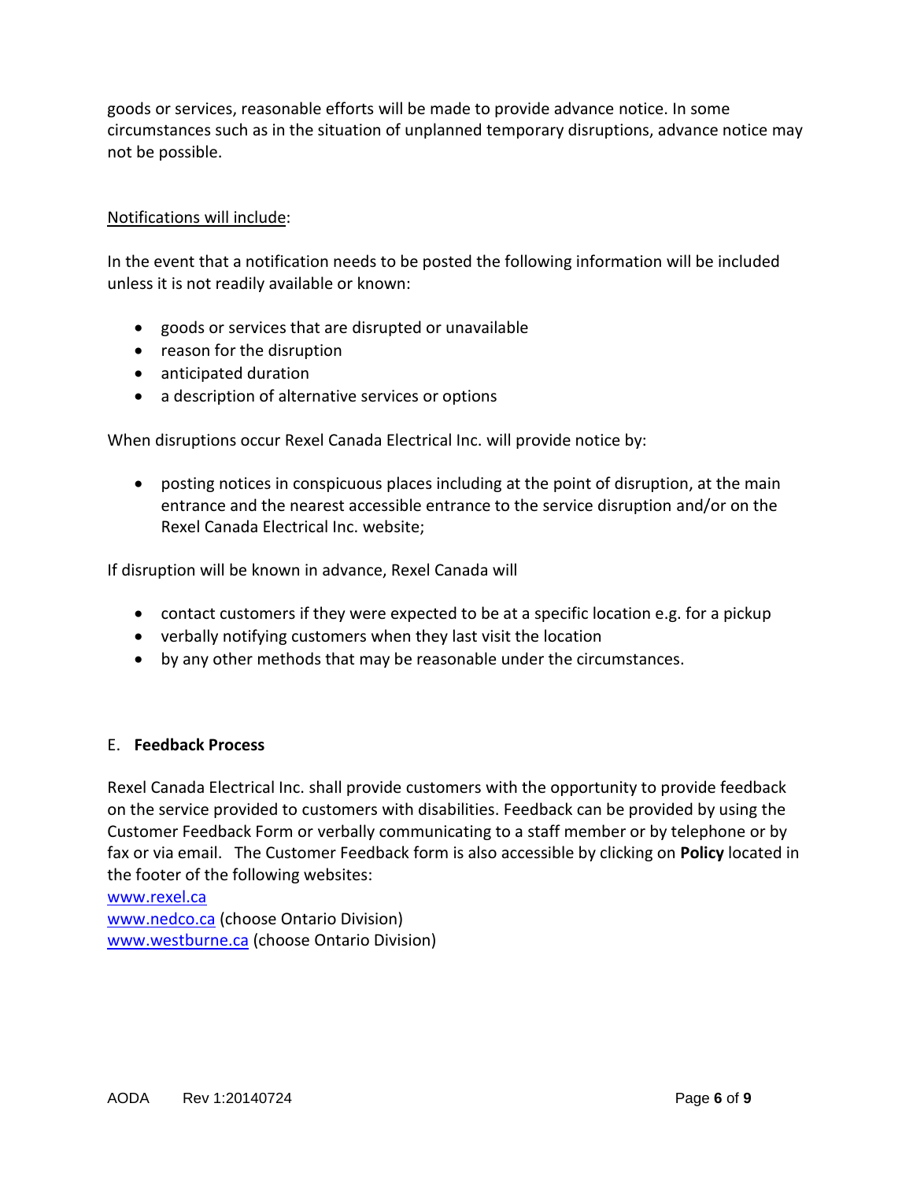goods or services, reasonable efforts will be made to provide advance notice. In some circumstances such as in the situation of unplanned temporary disruptions, advance notice may not be possible.

Notifications will include:

In the event that a notification needs to be posted the following information will be included unless it is not readily available or known:

- goods or services that are disrupted or unavailable
- reason for the disruption
- anticipated duration
- a description of alternative services or options

When disruptions occur Rexel Canada Electrical Inc. will provide notice by:

- posting notices in conspicuous places including at the point of disruption, at the main entrance and the nearest accessible entrance to the service disruption and/or on the Rexel Canada Electrical Inc. website;

If disruption will be known in advance, Rexel Canada will

- contact customers if they were expected to be at a specific location e.g. for a pickup
- verbally notifying customers when they last visit the location
- by any other methods that may be reasonable under the circumstances.

## E. **Feedback Process**

Rexel Canada Electrical Inc. shall provide customers with the opportunity to provide feedback on the service provided to customers with disabilities. Feedback can be provided by using the Customer Feedback Form or verbally communicating to a staff member or by telephone or by fax or via email. The Customer Feedback form is also accessible by clicking on **Policy** located in the footer of the following websites:

www.rexel.ca
www.nedco.ca (choose Ontario Division)
www.westburne.ca (choose Ontario Division)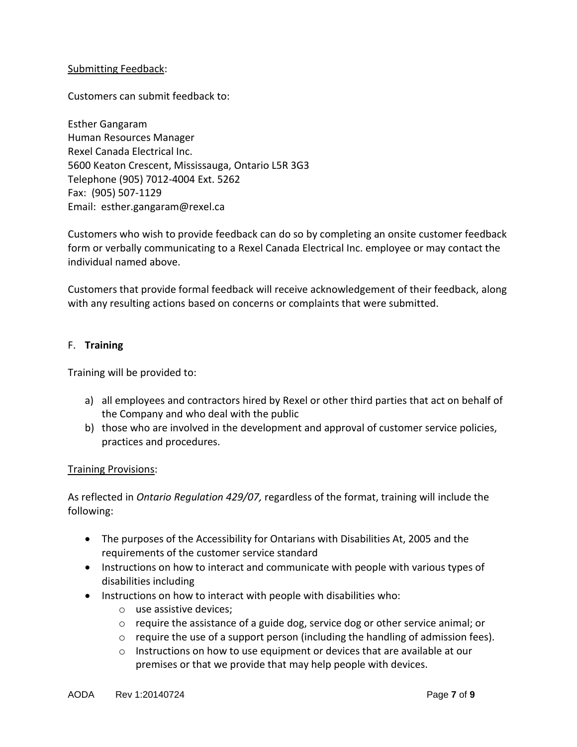Submitting Feedback:

Customers can submit feedback to:

Esther Gangaram
Human Resources Manager
Rexel Canada Electrical Inc.
5600 Keaton Crescent, Mississauga, Ontario L5R 3G3
Telephone (905) 7012-4004 Ext. 5262
Fax: (905) 507-1129
Email: esther.gangaram@rexel.ca

Customers who wish to provide feedback can do so by completing an onsite customer feedback form or verbally communicating to a Rexel Canada Electrical Inc. employee or may contact the individual named above.

Customers that provide formal feedback will receive acknowledgement of their feedback, along with any resulting actions based on concerns or complaints that were submitted.

F. **Training**

Training will be provided to:

a) all employees and contractors hired by Rexel or other third parties that act on behalf of the Company and who deal with the public
b) those who are involved in the development and approval of customer service policies, practices and procedures.

Training Provisions:

As reflected in *Ontario Regulation 429/07,* regardless of the format, training will include the following:

- The purposes of the Accessibility for Ontarians with Disabilities At, 2005 and the requirements of the customer service standard
- Instructions on how to interact and communicate with people with various types of disabilities including
- Instructions on how to interact with people with disabilities who:
  - use assistive devices;
  - require the assistance of a guide dog, service dog or other service animal; or
  - require the use of a support person (including the handling of admission fees).
  - Instructions on how to use equipment or devices that are available at our premises or that we provide that may help people with devices.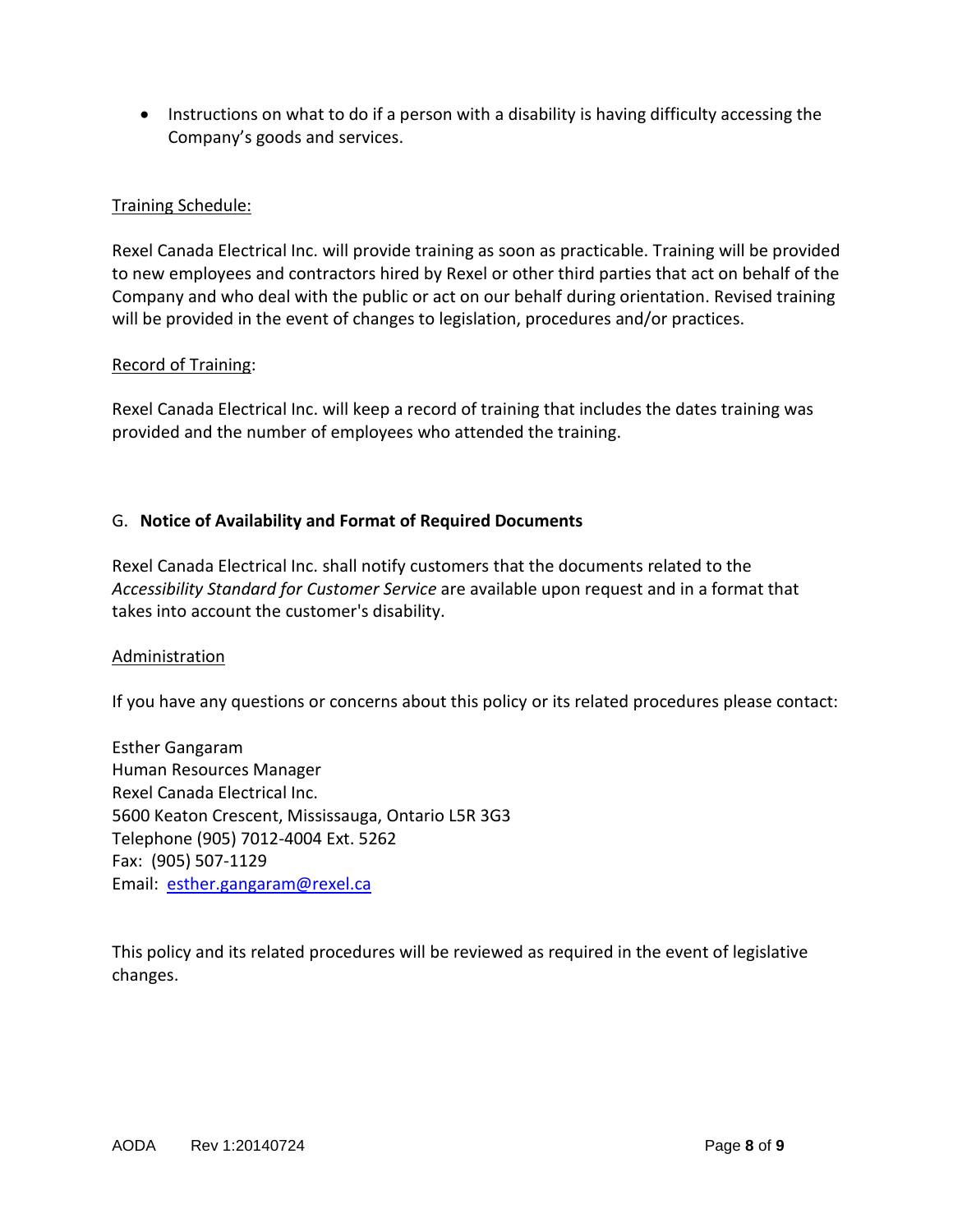- Instructions on what to do if a person with a disability is having difficulty accessing the Company's goods and services.

Training Schedule:

Rexel Canada Electrical Inc. will provide training as soon as practicable. Training will be provided to new employees and contractors hired by Rexel or other third parties that act on behalf of the Company and who deal with the public or act on our behalf during orientation. Revised training will be provided in the event of changes to legislation, procedures and/or practices.

Record of Training:

Rexel Canada Electrical Inc. will keep a record of training that includes the dates training was provided and the number of employees who attended the training.

## G. **Notice of Availability and Format of Required Documents**

Rexel Canada Electrical Inc. shall notify customers that the documents related to the *Accessibility Standard for Customer Service* are available upon request and in a format that takes into account the customer's disability.

Administration

If you have any questions or concerns about this policy or its related procedures please contact:

Esther Gangaram
Human Resources Manager
Rexel Canada Electrical Inc.
5600 Keaton Crescent, Mississauga, Ontario L5R 3G3
Telephone (905) 7012-4004 Ext. 5262
Fax: (905) 507-1129
Email: [esther.gangaram@rexel.ca](mailto:esther.gangaram@rexel.ca)

This policy and its related procedures will be reviewed as required in the event of legislative changes.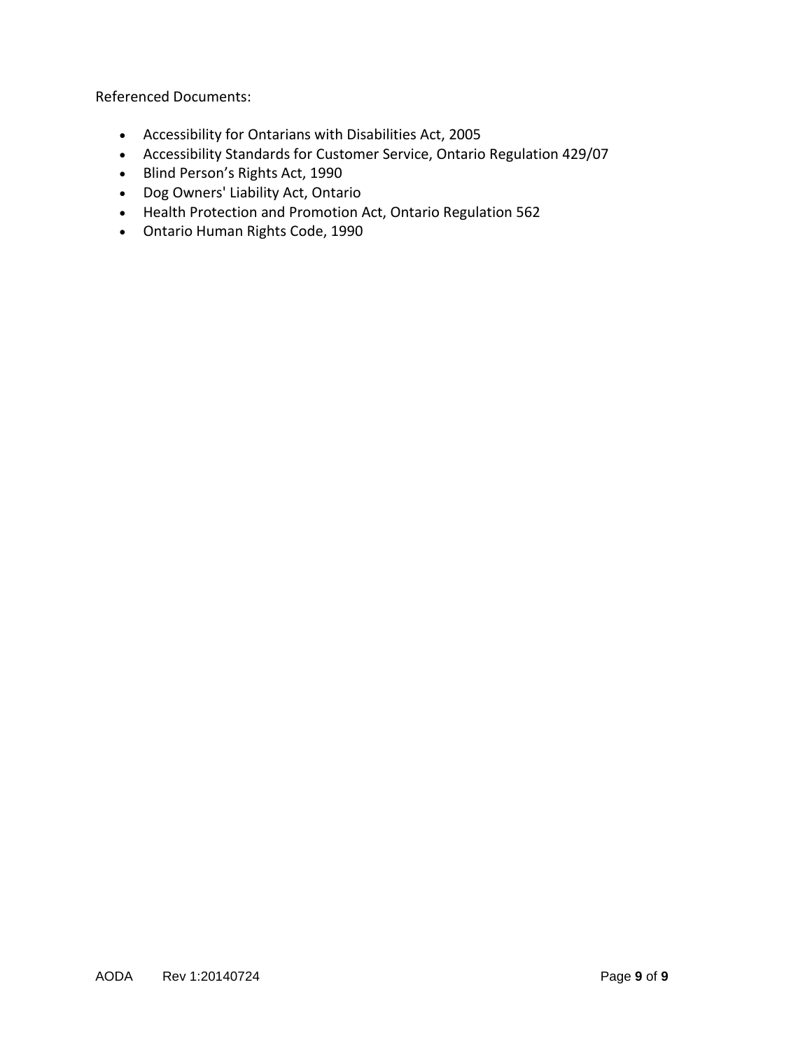Referenced Documents:

- Accessibility for Ontarians with Disabilities Act, 2005
- Accessibility Standards for Customer Service, Ontario Regulation 429/07
- Blind Person's Rights Act, 1990
- Dog Owners' Liability Act, Ontario
- Health Protection and Promotion Act, Ontario Regulation 562
- Ontario Human Rights Code, 1990